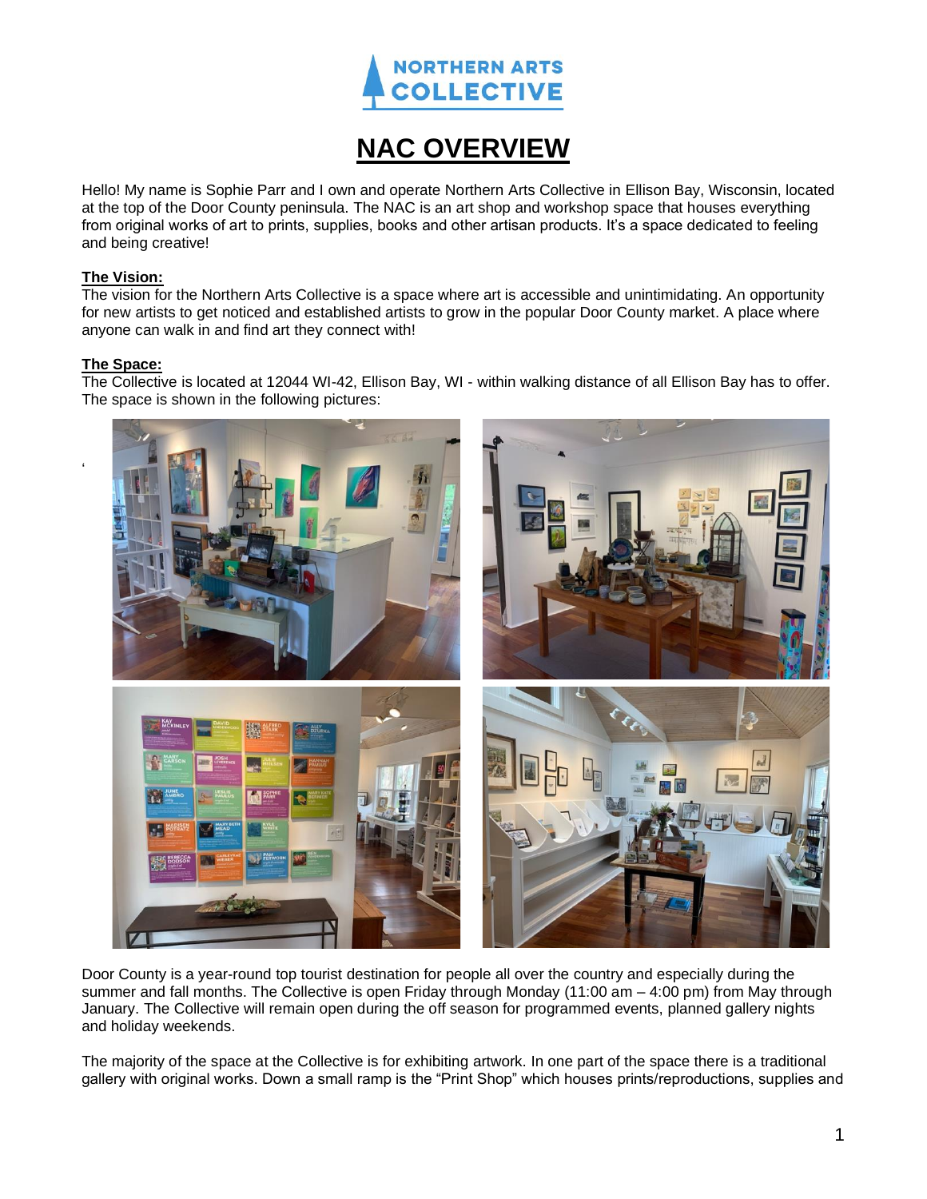# NAC OVERVIEW

Hello! My name is Sophie Parr and I own and operate Northern Arts Collective in Ellison Bay, Wisconsin, located at the top of the Door County peninsula. The NAC is an art shop and workshop space that houses everything from original works of art to prints, supplies, books and other artisan products. It's a space dedicated to feeling and being creative!

**The Vision:**

The vision for the Northern Arts Collective is a space where art is accessible and unintimidating. An opportunity for new artists to get noticed and established artists to grow in the popular Door County market. A place where anyone can walk in and find art they connect with!

**The Space:**

The Collective is located at 12044 WI-42, Ellison Bay, WI - within walking distance of all Ellison Bay has to offer. The space is shown in the following pictures:

Door County is a year-round top tourist destination for people all over the country and especially during the summer and fall months. The Collective is open Friday through Monday (11:00 am – 4:00 pm) from May through January. The Collective will remain open during the off season for programmed events, planned gallery nights and holiday weekends.

The majority of the space at the Collective is for exhibiting artwork. In one part of the space there is a traditional gallery with original works. Down a small ramp is the "Print Shop" which houses prints/reproductions, supplies and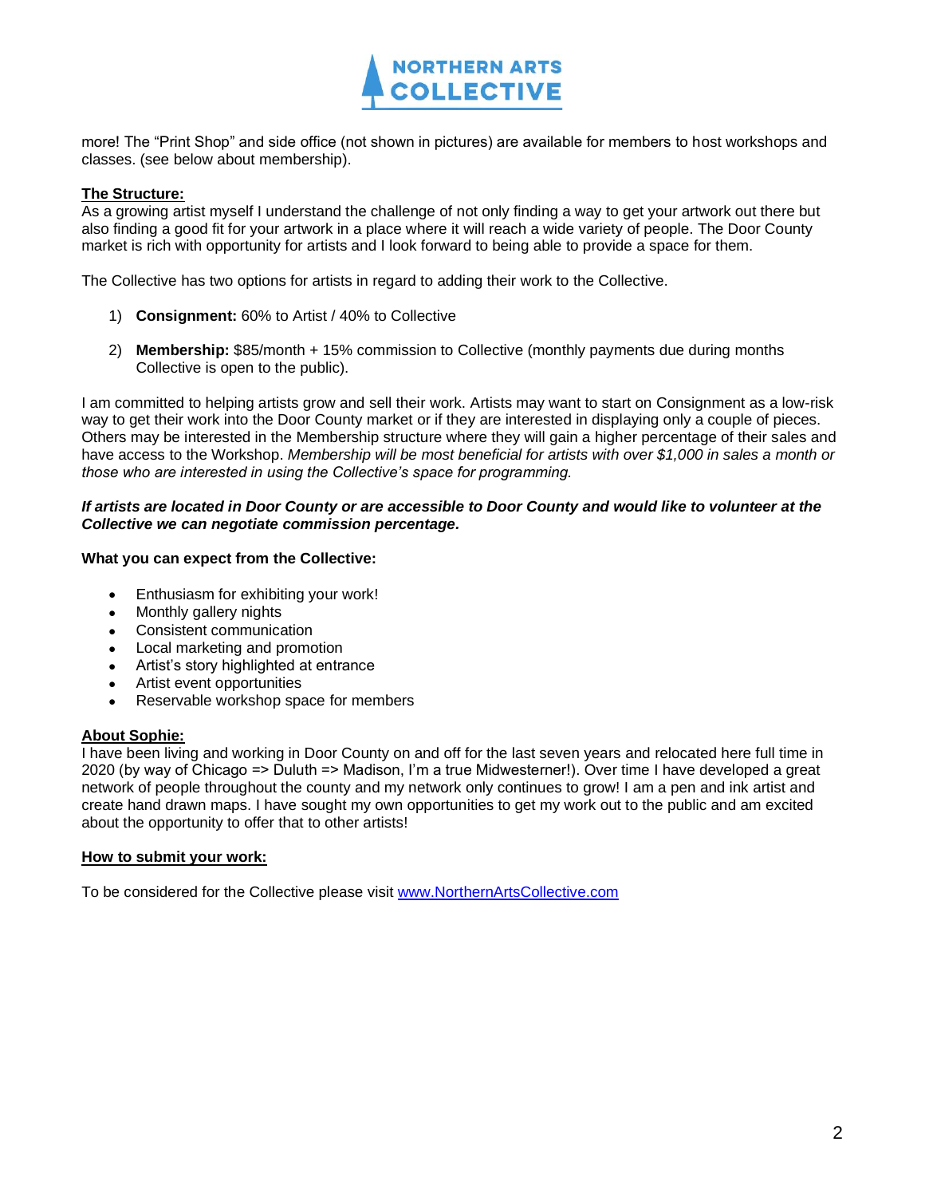more! The "Print Shop" and side office (not shown in pictures) are available for members to host workshops and classes. (see below about membership).

**The Structure:**

As a growing artist myself I understand the challenge of not only finding a way to get your artwork out there but also finding a good fit for your artwork in a place where it will reach a wide variety of people. The Door County market is rich with opportunity for artists and I look forward to being able to provide a space for them.

The Collective has two options for artists in regard to adding their work to the Collective.

1) **Consignment:** 60% to Artist / 40% to Collective
2) **Membership:** $85/month + 15% commission to Collective (monthly payments due during months Collective is open to the public).

I am committed to helping artists grow and sell their work. Artists may want to start on Consignment as a low-risk way to get their work into the Door County market or if they are interested in displaying only a couple of pieces. Others may be interested in the Membership structure where they will gain a higher percentage of their sales and have access to the Workshop. *Membership will be most beneficial for artists with over $1,000 in sales a month or those who are interested in using the Collective's space for programming.*

***If artists are located in Door County or are accessible to Door County and would like to volunteer at the Collective we can negotiate commission percentage.***

**What you can expect from the Collective:**

- Enthusiasm for exhibiting your work!
- Monthly gallery nights
- Consistent communication
- Local marketing and promotion
- Artist's story highlighted at entrance
- Artist event opportunities
- Reservable workshop space for members

**About Sophie:**

I have been living and working in Door County on and off for the last seven years and relocated here full time in 2020 (by way of Chicago => Duluth => Madison, I'm a true Midwesterner!). Over time I have developed a great network of people throughout the county and my network only continues to grow! I am a pen and ink artist and create hand drawn maps. I have sought my own opportunities to get my work out to the public and am excited about the opportunity to offer that to other artists!

**How to submit your work:**

To be considered for the Collective please visit [www.NorthernArtsCollective.com](http://www.NorthernArtsCollective.com)